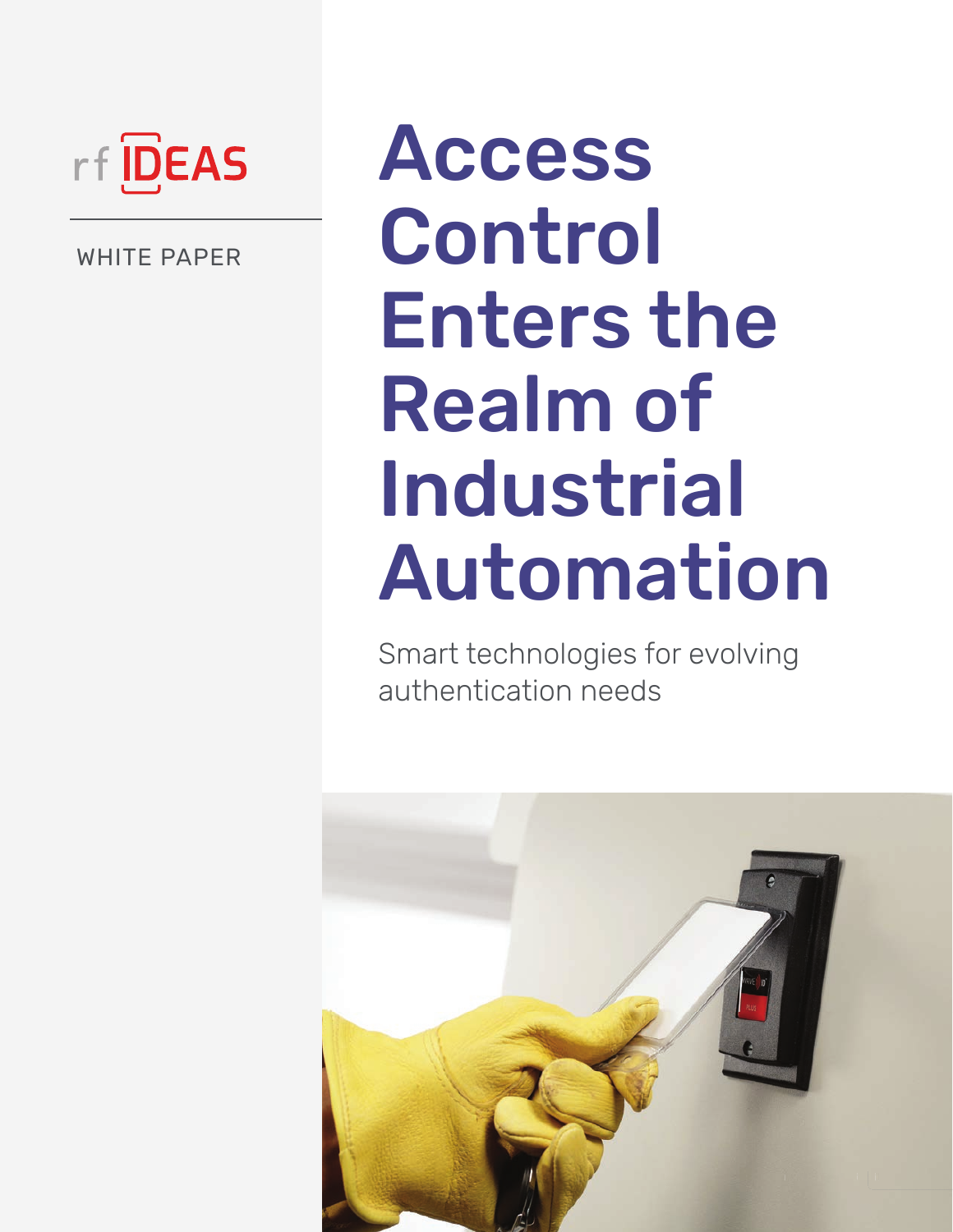rf IDEAS

WHITE PAPER

# Access Control Enters the Realm of Industrial Automation

Smart technologies for evolving authentication needs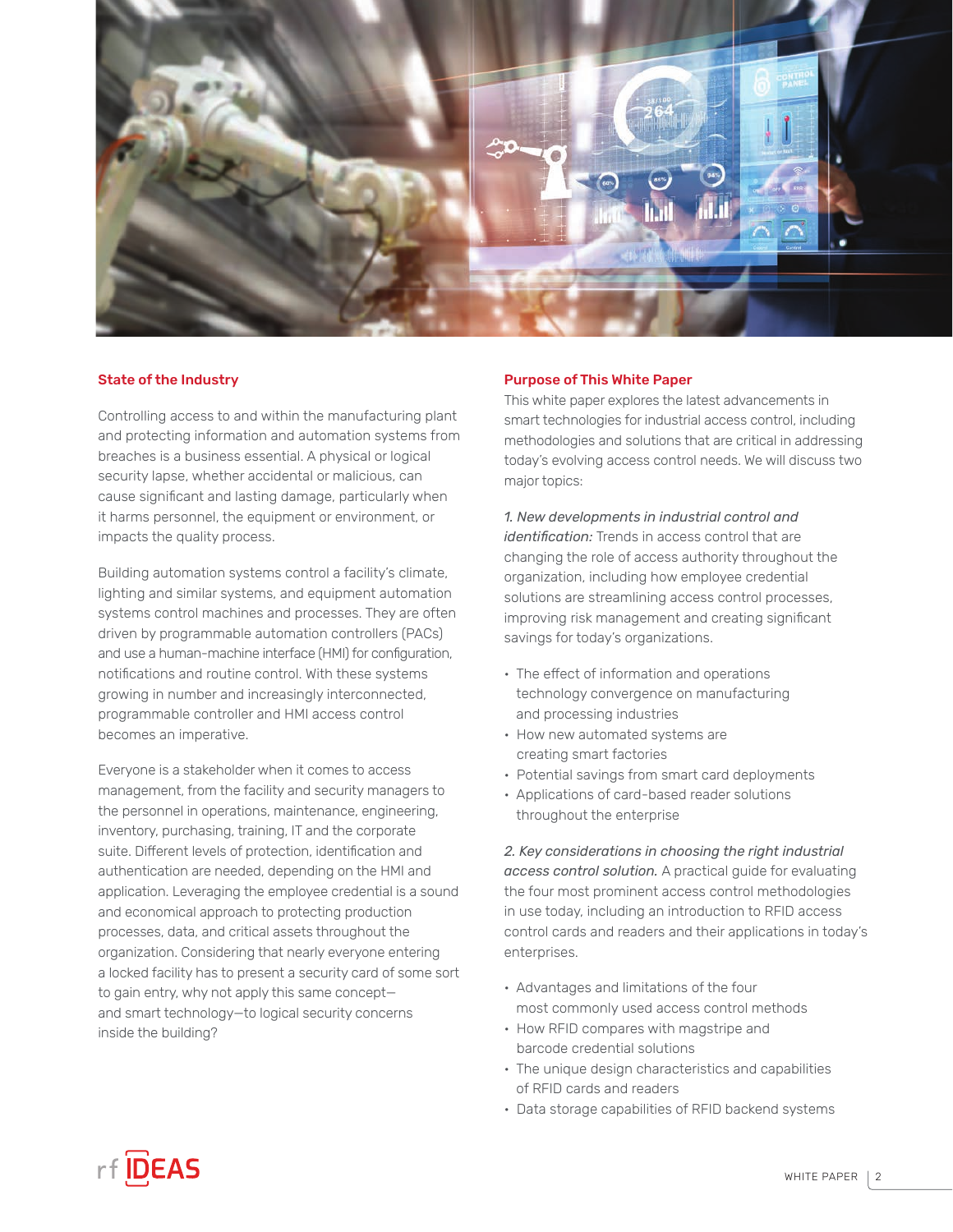## State of the Industry

Controlling access to and within the manufacturing plant and protecting information and automation systems from breaches is a business essential. A physical or logical security lapse, whether accidental or malicious, can cause significant and lasting damage, particularly when it harms personnel, the equipment or environment, or impacts the quality process.

Building automation systems control a facility's climate, lighting and similar systems, and equipment automation systems control machines and processes. They are often driven by programmable automation controllers (PACs) and use a human-machine interface (HMI) for configuration, notifications and routine control. With these systems growing in number and increasingly interconnected, programmable controller and HMI access control becomes an imperative.

Everyone is a stakeholder when it comes to access management, from the facility and security managers to the personnel in operations, maintenance, engineering, inventory, purchasing, training, IT and the corporate suite. Different levels of protection, identification and authentication are needed, depending on the HMI and application. Leveraging the employee credential is a sound and economical approach to protecting production processes, data, and critical assets throughout the organization. Considering that nearly everyone entering a locked facility has to present a security card of some sort to gain entry, why not apply this same concept—and smart technology—to logical security concerns inside the building?

## Purpose of This White Paper

This white paper explores the latest advancements in smart technologies for industrial access control, including methodologies and solutions that are critical in addressing today's evolving access control needs. We will discuss two major topics:

*1. New developments in industrial control and identification:* Trends in access control that are changing the role of access authority throughout the organization, including how employee credential solutions are streamlining access control processes, improving risk management and creating significant savings for today's organizations.

- The effect of information and operations technology convergence on manufacturing and processing industries
- How new automated systems are creating smart factories
- Potential savings from smart card deployments
- Applications of card-based reader solutions throughout the enterprise

*2. Key considerations in choosing the right industrial access control solution.* A practical guide for evaluating the four most prominent access control methodologies in use today, including an introduction to RFID access control cards and readers and their applications in today's enterprises.

- Advantages and limitations of the four most commonly used access control methods
- How RFID compares with magstripe and barcode credential solutions
- The unique design characteristics and capabilities of RFID cards and readers
- Data storage capabilities of RFID backend systems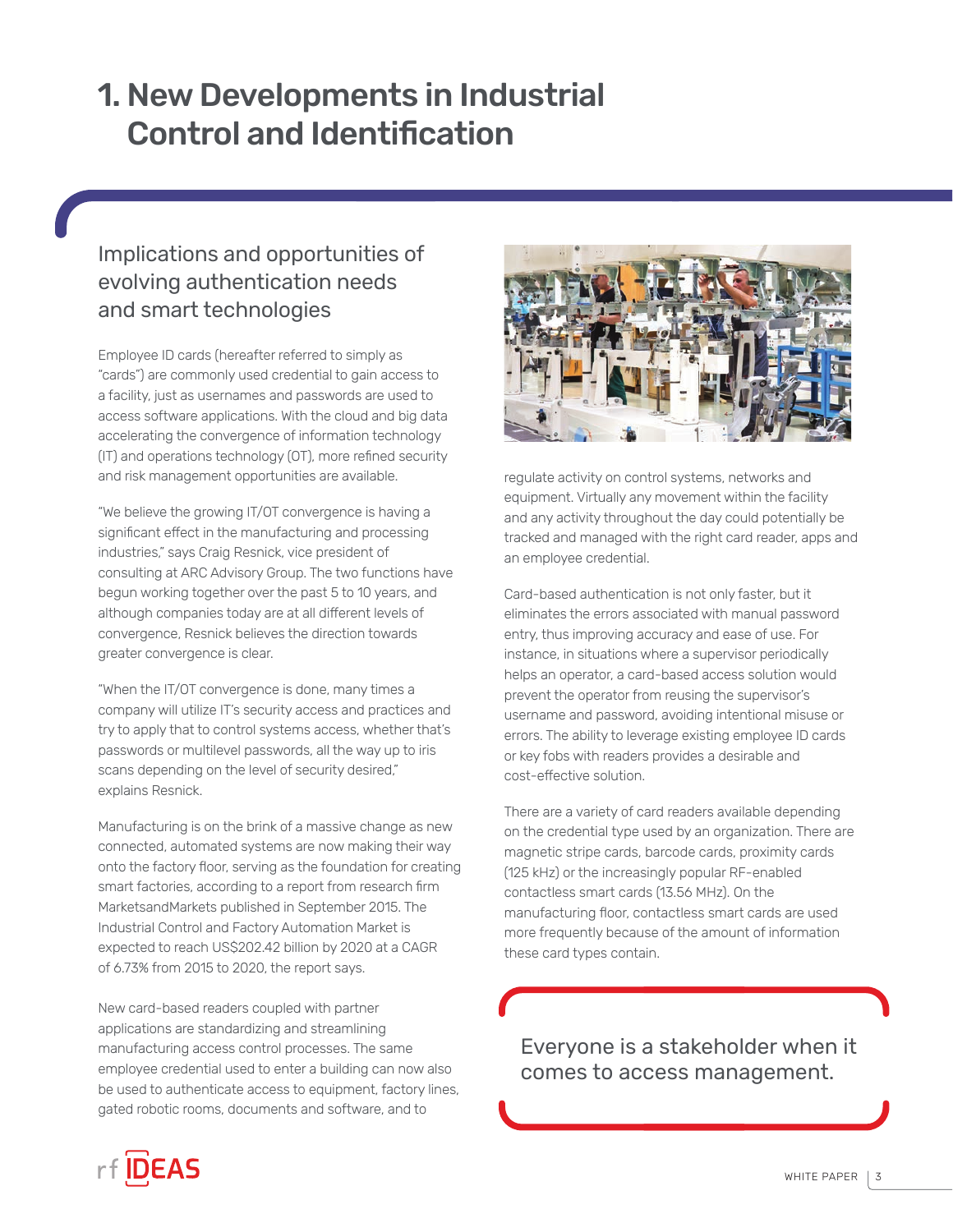# 1. New Developments in Industrial Control and Identification

## Implications and opportunities of evolving authentication needs and smart technologies

Employee ID cards (hereafter referred to simply as "cards") are commonly used credential to gain access to a facility, just as usernames and passwords are used to access software applications. With the cloud and big data accelerating the convergence of information technology (IT) and operations technology (OT), more refined security and risk management opportunities are available.

"We believe the growing IT/OT convergence is having a significant effect in the manufacturing and processing industries," says Craig Resnick, vice president of consulting at ARC Advisory Group. The two functions have begun working together over the past 5 to 10 years, and although companies today are at all different levels of convergence, Resnick believes the direction towards greater convergence is clear.

"When the IT/OT convergence is done, many times a company will utilize IT's security access and practices and try to apply that to control systems access, whether that's passwords or multilevel passwords, all the way up to iris scans depending on the level of security desired," explains Resnick.

Manufacturing is on the brink of a massive change as new connected, automated systems are now making their way onto the factory floor, serving as the foundation for creating smart factories, according to a report from research firm MarketsandMarkets published in September 2015. The Industrial Control and Factory Automation Market is expected to reach US$202.42 billion by 2020 at a CAGR of 6.73% from 2015 to 2020, the report says.

New card-based readers coupled with partner applications are standardizing and streamlining manufacturing access control processes. The same employee credential used to enter a building can now also be used to authenticate access to equipment, factory lines, gated robotic rooms, documents and software, and to regulate activity on control systems, networks and equipment. Virtually any movement within the facility and any activity throughout the day could potentially be tracked and managed with the right card reader, apps and an employee credential.

Card-based authentication is not only faster, but it eliminates the errors associated with manual password entry, thus improving accuracy and ease of use. For instance, in situations where a supervisor periodically helps an operator, a card-based access solution would prevent the operator from reusing the supervisor's username and password, avoiding intentional misuse or errors. The ability to leverage existing employee ID cards or key fobs with readers provides a desirable and cost-effective solution.

There are a variety of card readers available depending on the credential type used by an organization. There are magnetic stripe cards, barcode cards, proximity cards (125 kHz) or the increasingly popular RF-enabled contactless smart cards (13.56 MHz). On the manufacturing floor, contactless smart cards are used more frequently because of the amount of information these card types contain.

> Everyone is a stakeholder when it comes to access management.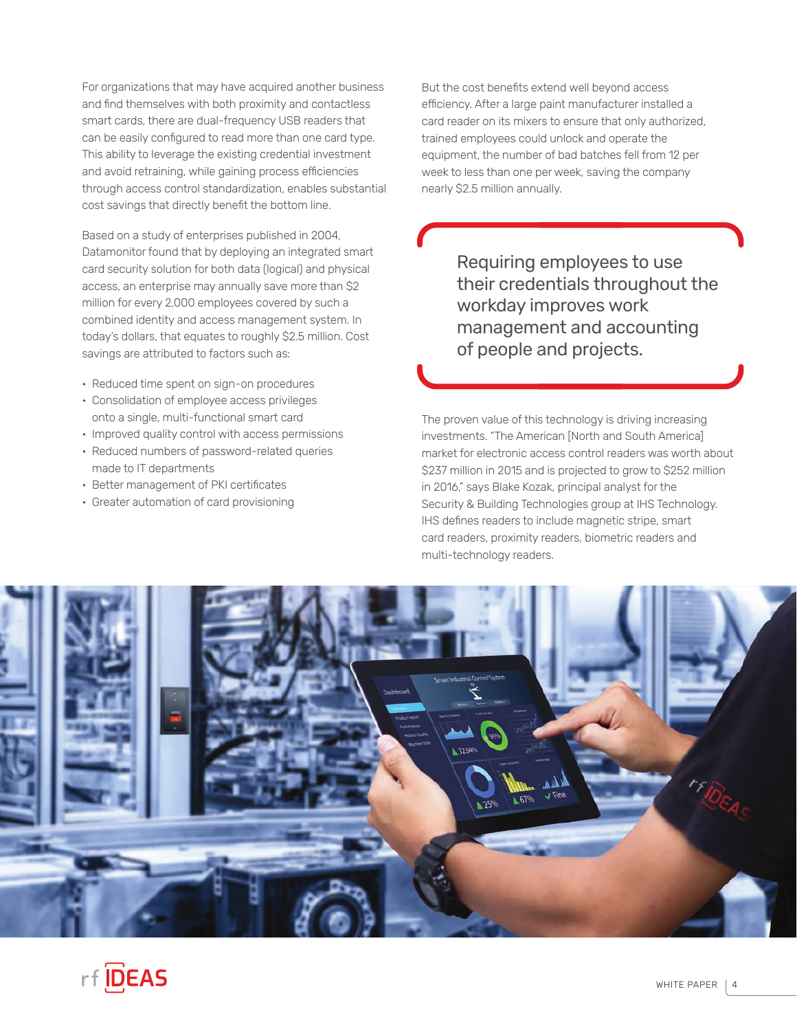For organizations that may have acquired another business and find themselves with both proximity and contactless smart cards, there are dual-frequency USB readers that can be easily configured to read more than one card type. This ability to leverage the existing credential investment and avoid retraining, while gaining process efficiencies through access control standardization, enables substantial cost savings that directly benefit the bottom line.

Based on a study of enterprises published in 2004, Datamonitor found that by deploying an integrated smart card security solution for both data (logical) and physical access, an enterprise may annually save more than $2 million for every 2,000 employees covered by such a combined identity and access management system. In today's dollars, that equates to roughly $2.5 million. Cost savings are attributed to factors such as:

- Reduced time spent on sign-on procedures
- Consolidation of employee access privileges onto a single, multi-functional smart card
- Improved quality control with access permissions
- Reduced numbers of password-related queries made to IT departments
- Better management of PKI certificates
- Greater automation of card provisioning

But the cost benefits extend well beyond access efficiency. After a large paint manufacturer installed a card reader on its mixers to ensure that only authorized, trained employees could unlock and operate the equipment, the number of bad batches fell from 12 per week to less than one per week, saving the company nearly $2.5 million annually.

> Requiring employees to use their credentials throughout the workday improves work management and accounting of people and projects.

The proven value of this technology is driving increasing investments. "The American [North and South America] market for electronic access control readers was worth about $237 million in 2015 and is projected to grow to $252 million in 2016," says Blake Kozak, principal analyst for the Security & Building Technologies group at IHS Technology. IHS defines readers to include magnetic stripe, smart card readers, proximity readers, biometric readers and multi-technology readers.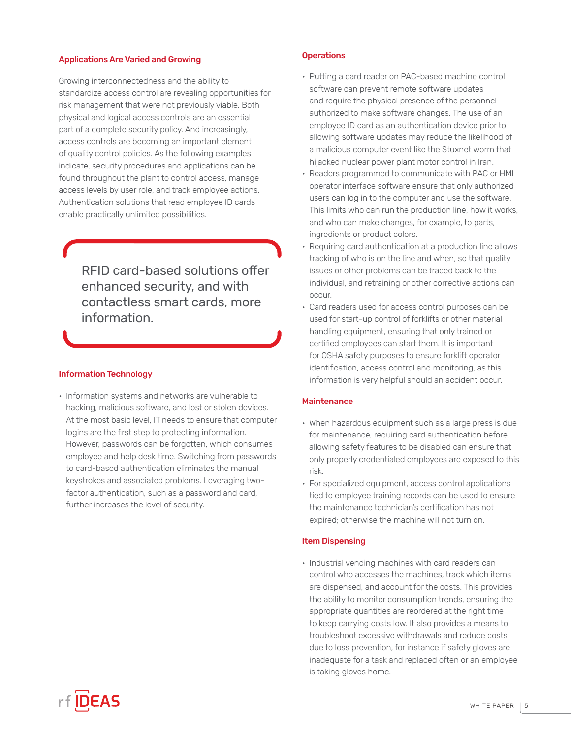### Applications Are Varied and Growing

Growing interconnectedness and the ability to standardize access control are revealing opportunities for risk management that were not previously viable. Both physical and logical access controls are an essential part of a complete security policy. And increasingly, access controls are becoming an important element of quality control policies. As the following examples indicate, security procedures and applications can be found throughout the plant to control access, manage access levels by user role, and track employee actions. Authentication solutions that read employee ID cards enable practically unlimited possibilities.

> RFID card-based solutions offer enhanced security, and with contactless smart cards, more information.

### Information Technology

- Information systems and networks are vulnerable to hacking, malicious software, and lost or stolen devices. At the most basic level, IT needs to ensure that computer logins are the first step to protecting information. However, passwords can be forgotten, which consumes employee and help desk time. Switching from passwords to card-based authentication eliminates the manual keystrokes and associated problems. Leveraging two-factor authentication, such as a password and card, further increases the level of security.

### Operations

- Putting a card reader on PAC-based machine control software can prevent remote software updates and require the physical presence of the personnel authorized to make software changes. The use of an employee ID card as an authentication device prior to allowing software updates may reduce the likelihood of a malicious computer event like the Stuxnet worm that hijacked nuclear power plant motor control in Iran.
- Readers programmed to communicate with PAC or HMI operator interface software ensure that only authorized users can log in to the computer and use the software. This limits who can run the production line, how it works, and who can make changes, for example, to parts, ingredients or product colors.
- Requiring card authentication at a production line allows tracking of who is on the line and when, so that quality issues or other problems can be traced back to the individual, and retraining or other corrective actions can occur.
- Card readers used for access control purposes can be used for start-up control of forklifts or other material handling equipment, ensuring that only trained or certified employees can start them. It is important for OSHA safety purposes to ensure forklift operator identification, access control and monitoring, as this information is very helpful should an accident occur.

### Maintenance

- When hazardous equipment such as a large press is due for maintenance, requiring card authentication before allowing safety features to be disabled can ensure that only properly credentialed employees are exposed to this risk.
- For specialized equipment, access control applications tied to employee training records can be used to ensure the maintenance technician's certification has not expired; otherwise the machine will not turn on.

### Item Dispensing

- Industrial vending machines with card readers can control who accesses the machines, track which items are dispensed, and account for the costs. This provides the ability to monitor consumption trends, ensuring the appropriate quantities are reordered at the right time to keep carrying costs low. It also provides a means to troubleshoot excessive withdrawals and reduce costs due to loss prevention, for instance if safety gloves are inadequate for a task and replaced often or an employee is taking gloves home.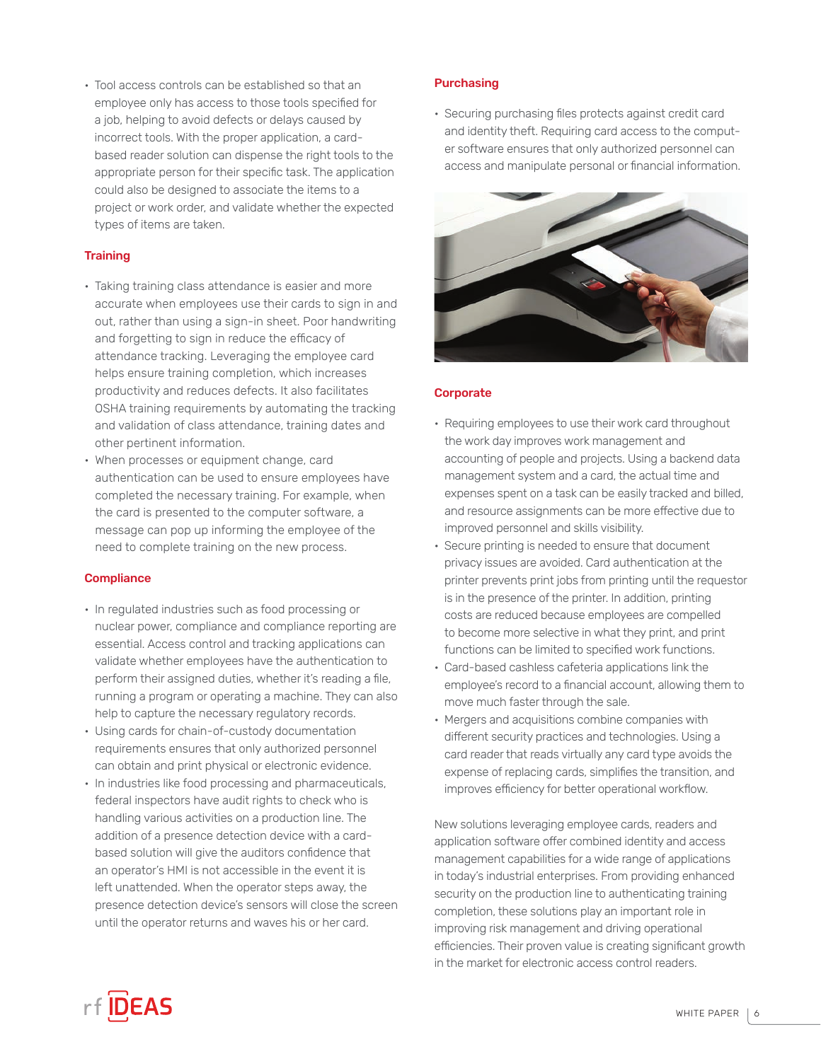- Tool access controls can be established so that an employee only has access to those tools specified for a job, helping to avoid defects or delays caused by incorrect tools. With the proper application, a card-based reader solution can dispense the right tools to the appropriate person for their specific task. The application could also be designed to associate the items to a project or work order, and validate whether the expected types of items are taken.

## Training

- Taking training class attendance is easier and more accurate when employees use their cards to sign in and out, rather than using a sign-in sheet. Poor handwriting and forgetting to sign in reduce the efficacy of attendance tracking. Leveraging the employee card helps ensure training completion, which increases productivity and reduces defects. It also facilitates OSHA training requirements by automating the tracking and validation of class attendance, training dates and other pertinent information.
- When processes or equipment change, card authentication can be used to ensure employees have completed the necessary training. For example, when the card is presented to the computer software, a message can pop up informing the employee of the need to complete training on the new process.

## Compliance

- In regulated industries such as food processing or nuclear power, compliance and compliance reporting are essential. Access control and tracking applications can validate whether employees have the authentication to perform their assigned duties, whether it's reading a file, running a program or operating a machine. They can also help to capture the necessary regulatory records.
- Using cards for chain-of-custody documentation requirements ensures that only authorized personnel can obtain and print physical or electronic evidence.
- In industries like food processing and pharmaceuticals, federal inspectors have audit rights to check who is handling various activities on a production line. The addition of a presence detection device with a card-based solution will give the auditors confidence that an operator's HMI is not accessible in the event it is left unattended. When the operator steps away, the presence detection device's sensors will close the screen until the operator returns and waves his or her card.

## Purchasing

- Securing purchasing files protects against credit card and identity theft. Requiring card access to the computer software ensures that only authorized personnel can access and manipulate personal or financial information.

## Corporate

- Requiring employees to use their work card throughout the work day improves work management and accounting of people and projects. Using a backend data management system and a card, the actual time and expenses spent on a task can be easily tracked and billed, and resource assignments can be more effective due to improved personnel and skills visibility.
- Secure printing is needed to ensure that document privacy issues are avoided. Card authentication at the printer prevents print jobs from printing until the requestor is in the presence of the printer. In addition, printing costs are reduced because employees are compelled to become more selective in what they print, and print functions can be limited to specified work functions.
- Card-based cashless cafeteria applications link the employee's record to a financial account, allowing them to move much faster through the sale.
- Mergers and acquisitions combine companies with different security practices and technologies. Using a card reader that reads virtually any card type avoids the expense of replacing cards, simplifies the transition, and improves efficiency for better operational workflow.

New solutions leveraging employee cards, readers and application software offer combined identity and access management capabilities for a wide range of applications in today's industrial enterprises. From providing enhanced security on the production line to authenticating training completion, these solutions play an important role in improving risk management and driving operational efficiencies. Their proven value is creating significant growth in the market for electronic access control readers.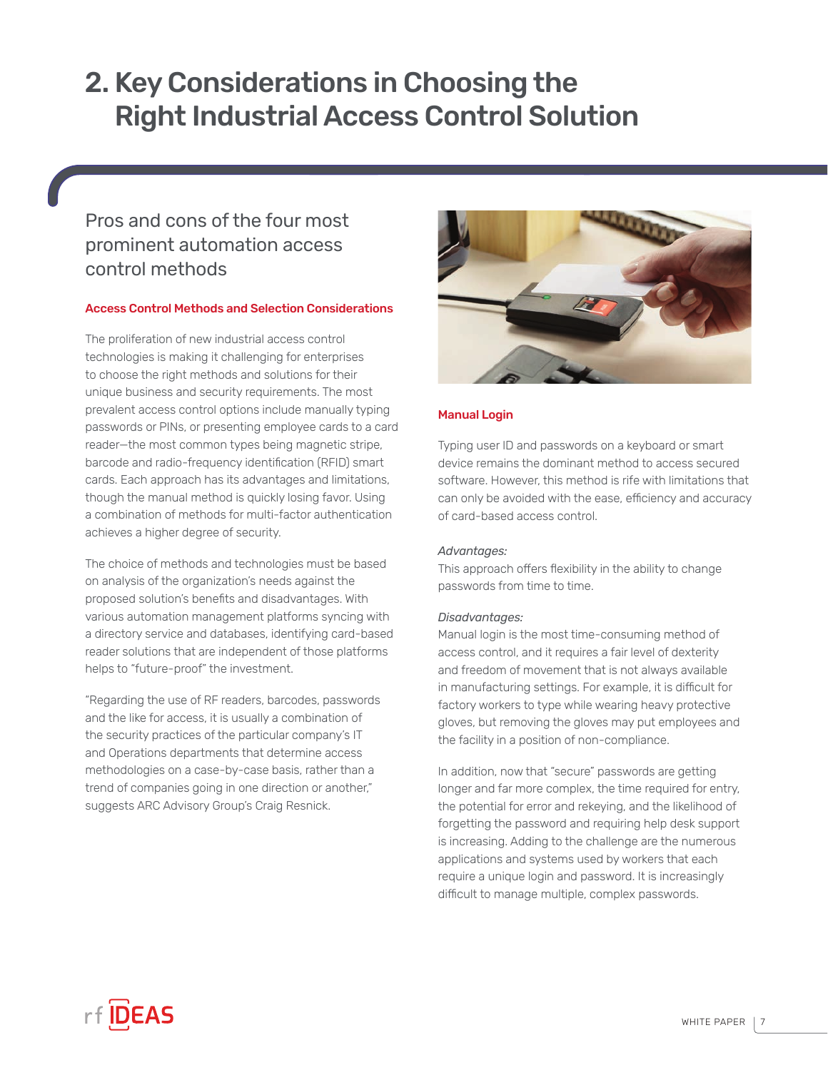# 2. Key Considerations in Choosing the Right Industrial Access Control Solution

## Pros and cons of the four most prominent automation access control methods

### Access Control Methods and Selection Considerations

The proliferation of new industrial access control technologies is making it challenging for enterprises to choose the right methods and solutions for their unique business and security requirements. The most prevalent access control options include manually typing passwords or PINs, or presenting employee cards to a card reader—the most common types being magnetic stripe, barcode and radio-frequency identification (RFID) smart cards. Each approach has its advantages and limitations, though the manual method is quickly losing favor. Using a combination of methods for multi-factor authentication achieves a higher degree of security.

The choice of methods and technologies must be based on analysis of the organization's needs against the proposed solution's benefits and disadvantages. With various automation management platforms syncing with a directory service and databases, identifying card-based reader solutions that are independent of those platforms helps to "future-proof" the investment.

"Regarding the use of RF readers, barcodes, passwords and the like for access, it is usually a combination of the security practices of the particular company's IT and Operations departments that determine access methodologies on a case-by-case basis, rather than a trend of companies going in one direction or another," suggests ARC Advisory Group's Craig Resnick.

### Manual Login

Typing user ID and passwords on a keyboard or smart device remains the dominant method to access secured software. However, this method is rife with limitations that can only be avoided with the ease, efficiency and accuracy of card-based access control.

*Advantages:*
This approach offers flexibility in the ability to change passwords from time to time.

*Disadvantages:*
Manual login is the most time-consuming method of access control, and it requires a fair level of dexterity and freedom of movement that is not always available in manufacturing settings. For example, it is difficult for factory workers to type while wearing heavy protective gloves, but removing the gloves may put employees and the facility in a position of non-compliance.

In addition, now that "secure" passwords are getting longer and far more complex, the time required for entry, the potential for error and rekeying, and the likelihood of forgetting the password and requiring help desk support is increasing. Adding to the challenge are the numerous applications and systems used by workers that each require a unique login and password. It is increasingly difficult to manage multiple, complex passwords.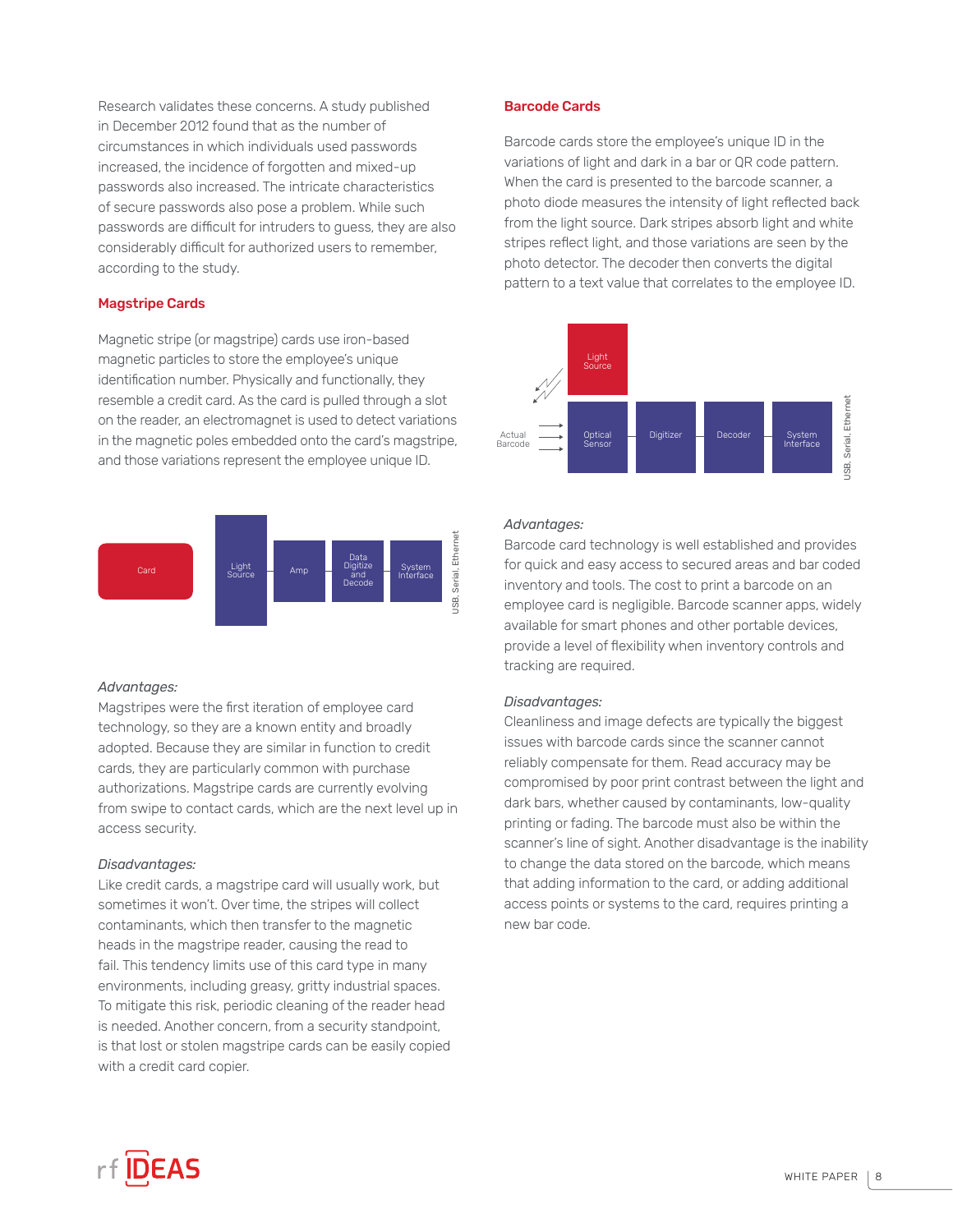Research validates these concerns. A study published in December 2012 found that as the number of circumstances in which individuals used passwords increased, the incidence of forgotten and mixed-up passwords also increased. The intricate characteristics of secure passwords also pose a problem. While such passwords are difficult for intruders to guess, they are also considerably difficult for authorized users to remember, according to the study.

## Magstripe Cards

Magnetic stripe (or magstripe) cards use iron-based magnetic particles to store the employee's unique identification number. Physically and functionally, they resemble a credit card. As the card is pulled through a slot on the reader, an electromagnet is used to detect variations in the magnetic poles embedded onto the card's magstripe, and those variations represent the employee unique ID.

Card

Light Source

Amp

Data Digitize and Decode

System Interface

USB, Serial, Ethernet

*Advantages:*

Magstripes were the first iteration of employee card technology, so they are a known entity and broadly adopted. Because they are similar in function to credit cards, they are particularly common with purchase authorizations. Magstripe cards are currently evolving from swipe to contact cards, which are the next level up in access security.

*Disadvantages:*

Like credit cards, a magstripe card will usually work, but sometimes it won't. Over time, the stripes will collect contaminants, which then transfer to the magnetic heads in the magstripe reader, causing the read to fail. This tendency limits use of this card type in many environments, including greasy, gritty industrial spaces. To mitigate this risk, periodic cleaning of the reader head is needed. Another concern, from a security standpoint, is that lost or stolen magstripe cards can be easily copied with a credit card copier.

## Barcode Cards

Barcode cards store the employee's unique ID in the variations of light and dark in a bar or QR code pattern. When the card is presented to the barcode scanner, a photo diode measures the intensity of light reflected back from the light source. Dark stripes absorb light and white stripes reflect light, and those variations are seen by the photo detector. The decoder then converts the digital pattern to a text value that correlates to the employee ID.

Light Source

Actual Barcode

Optical Sensor

Digitizer

Decoder

System Interface

USB, Serial, Ethernet

*Advantages:*

Barcode card technology is well established and provides for quick and easy access to secured areas and bar coded inventory and tools. The cost to print a barcode on an employee card is negligible. Barcode scanner apps, widely available for smart phones and other portable devices, provide a level of flexibility when inventory controls and tracking are required.

*Disadvantages:*

Cleanliness and image defects are typically the biggest issues with barcode cards since the scanner cannot reliably compensate for them. Read accuracy may be compromised by poor print contrast between the light and dark bars, whether caused by contaminants, low-quality printing or fading. The barcode must also be within the scanner's line of sight. Another disadvantage is the inability to change the data stored on the barcode, which means that adding information to the card, or adding additional access points or systems to the card, requires printing a new bar code.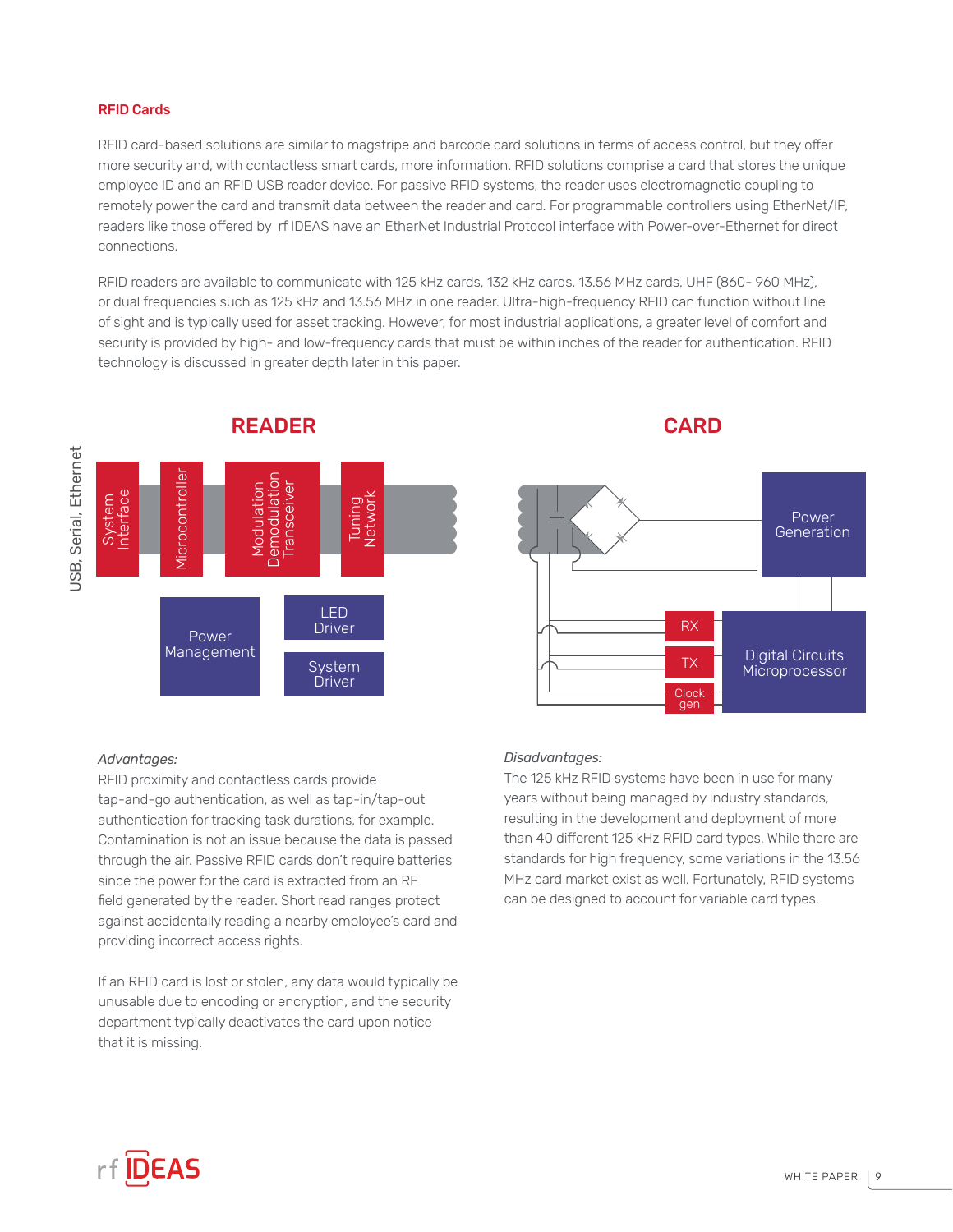### RFID Cards

RFID card-based solutions are similar to magstripe and barcode card solutions in terms of access control, but they offer more security and, with contactless smart cards, more information. RFID solutions comprise a card that stores the unique employee ID and an RFID USB reader device. For passive RFID systems, the reader uses electromagnetic coupling to remotely power the card and transmit data between the reader and card. For programmable controllers using EtherNet/IP, readers like those offered by rf IDEAS have an EtherNet Industrial Protocol interface with Power-over-Ethernet for direct connections.

RFID readers are available to communicate with 125 kHz cards, 132 kHz cards, 13.56 MHz cards, UHF (860- 960 MHz), or dual frequencies such as 125 kHz and 13.56 MHz in one reader. Ultra-high-frequency RFID can function without line of sight and is typically used for asset tracking. However, for most industrial applications, a greater level of comfort and security is provided by high- and low-frequency cards that must be within inches of the reader for authentication. RFID technology is discussed in greater depth later in this paper.

READER

USB, Serial, Ethernet

System Interface

Microcontroller

Modulation Demodulation Transceiver

Tuning Network

Power Management

LED Driver

System Driver

CARD

Power Generation

RX

TX

Clock gen

Digital Circuits Microprocessor

*Advantages:*
RFID proximity and contactless cards provide tap-and-go authentication, as well as tap-in/tap-out authentication for tracking task durations, for example. Contamination is not an issue because the data is passed through the air. Passive RFID cards don't require batteries since the power for the card is extracted from an RF field generated by the reader. Short read ranges protect against accidentally reading a nearby employee's card and providing incorrect access rights.

If an RFID card is lost or stolen, any data would typically be unusable due to encoding or encryption, and the security department typically deactivates the card upon notice that it is missing.

*Disadvantages:*
The 125 kHz RFID systems have been in use for many years without being managed by industry standards, resulting in the development and deployment of more than 40 different 125 kHz RFID card types. While there are standards for high frequency, some variations in the 13.56 MHz card market exist as well. Fortunately, RFID systems can be designed to account for variable card types.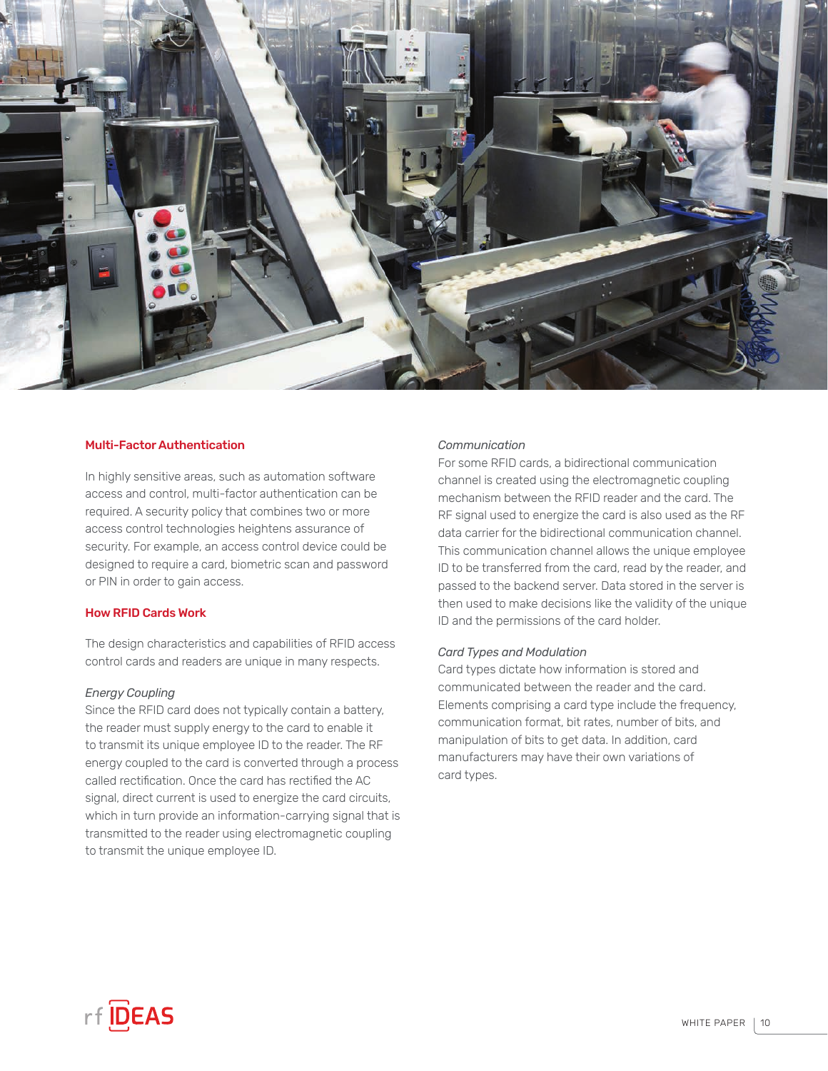## Multi-Factor Authentication

In highly sensitive areas, such as automation software access and control, multi-factor authentication can be required. A security policy that combines two or more access control technologies heightens assurance of security. For example, an access control device could be designed to require a card, biometric scan and password or PIN in order to gain access.

## How RFID Cards Work

The design characteristics and capabilities of RFID access control cards and readers are unique in many respects.

### *Energy Coupling*

Since the RFID card does not typically contain a battery, the reader must supply energy to the card to enable it to transmit its unique employee ID to the reader. The RF energy coupled to the card is converted through a process called rectification. Once the card has rectified the AC signal, direct current is used to energize the card circuits, which in turn provide an information-carrying signal that is transmitted to the reader using electromagnetic coupling to transmit the unique employee ID.

### *Communication*

For some RFID cards, a bidirectional communication channel is created using the electromagnetic coupling mechanism between the RFID reader and the card. The RF signal used to energize the card is also used as the RF data carrier for the bidirectional communication channel. This communication channel allows the unique employee ID to be transferred from the card, read by the reader, and passed to the backend server. Data stored in the server is then used to make decisions like the validity of the unique ID and the permissions of the card holder.

### *Card Types and Modulation*

Card types dictate how information is stored and communicated between the reader and the card. Elements comprising a card type include the frequency, communication format, bit rates, number of bits, and manipulation of bits to get data. In addition, card manufacturers may have their own variations of card types.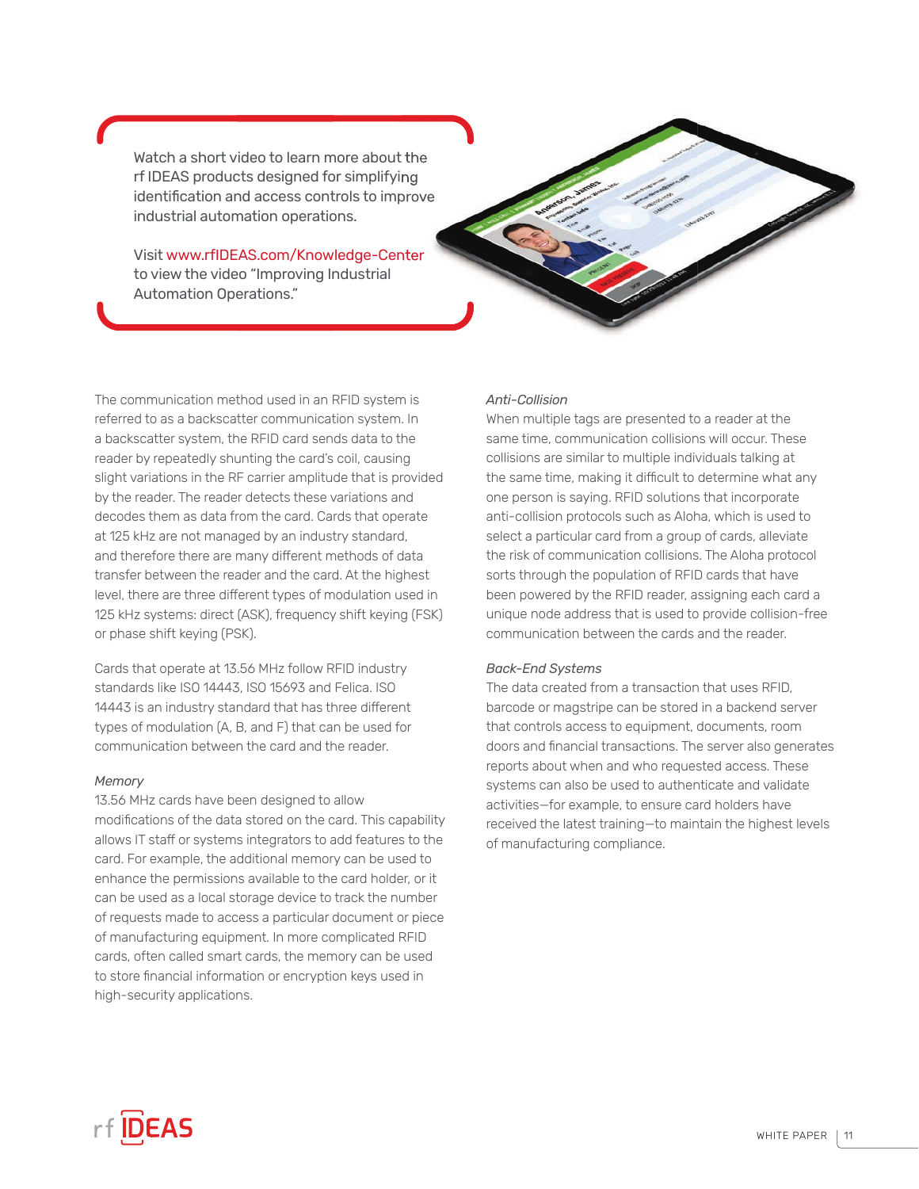Watch a short video to learn more about the rf IDEAS products designed for simplifying identification and access controls to improve industrial automation operations.

Visit www.rfIDEAS.com/Knowledge-Center to view the video "Improving Industrial Automation Operations."

The communication method used in an RFID system is referred to as a backscatter communication system. In a backscatter system, the RFID card sends data to the reader by repeatedly shunting the card's coil, causing slight variations in the RF carrier amplitude that is provided by the reader. The reader detects these variations and decodes them as data from the card. Cards that operate at 125 kHz are not managed by an industry standard, and therefore there are many different methods of data transfer between the reader and the card. At the highest level, there are three different types of modulation used in 125 kHz systems: direct (ASK), frequency shift keying (FSK) or phase shift keying (PSK).

Cards that operate at 13.56 MHz follow RFID industry standards like ISO 14443, ISO 15693 and Felica. ISO 14443 is an industry standard that has three different types of modulation (A, B, and F) that can be used for communication between the card and the reader.

*Memory*

13.56 MHz cards have been designed to allow modifications of the data stored on the card. This capability allows IT staff or systems integrators to add features to the card. For example, the additional memory can be used to enhance the permissions available to the card holder, or it can be used as a local storage device to track the number of requests made to access a particular document or piece of manufacturing equipment. In more complicated RFID cards, often called smart cards, the memory can be used to store financial information or encryption keys used in high-security applications.

*Anti-Collision*

When multiple tags are presented to a reader at the same time, communication collisions will occur. These collisions are similar to multiple individuals talking at the same time, making it difficult to determine what any one person is saying. RFID solutions that incorporate anti-collision protocols such as Aloha, which is used to select a particular card from a group of cards, alleviate the risk of communication collisions. The Aloha protocol sorts through the population of RFID cards that have been powered by the RFID reader, assigning each card a unique node address that is used to provide collision-free communication between the cards and the reader.

*Back-End Systems*

The data created from a transaction that uses RFID, barcode or magstripe can be stored in a backend server that controls access to equipment, documents, room doors and financial transactions. The server also generates reports about when and who requested access. These systems can also be used to authenticate and validate activities—for example, to ensure card holders have received the latest training—to maintain the highest levels of manufacturing compliance.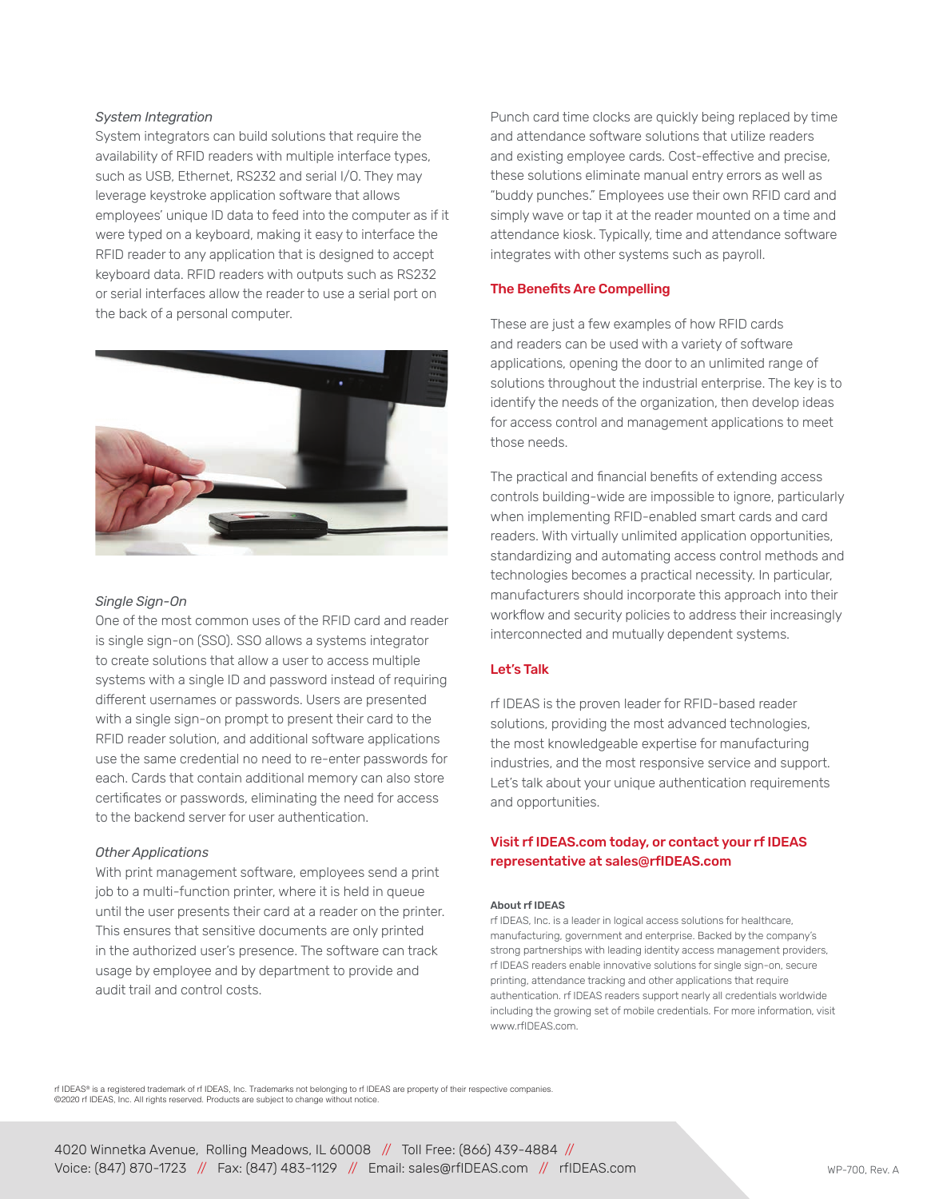*System Integration*

System integrators can build solutions that require the availability of RFID readers with multiple interface types, such as USB, Ethernet, RS232 and serial I/O. They may leverage keystroke application software that allows employees' unique ID data to feed into the computer as if it were typed on a keyboard, making it easy to interface the RFID reader to any application that is designed to accept keyboard data. RFID readers with outputs such as RS232 or serial interfaces allow the reader to use a serial port on the back of a personal computer.

*Single Sign-On*

One of the most common uses of the RFID card and reader is single sign-on (SSO). SSO allows a systems integrator to create solutions that allow a user to access multiple systems with a single ID and password instead of requiring different usernames or passwords. Users are presented with a single sign-on prompt to present their card to the RFID reader solution, and additional software applications use the same credential no need to re-enter passwords for each. Cards that contain additional memory can also store certificates or passwords, eliminating the need for access to the backend server for user authentication.

*Other Applications*

With print management software, employees send a print job to a multi-function printer, where it is held in queue until the user presents their card at a reader on the printer. This ensures that sensitive documents are only printed in the authorized user's presence. The software can track usage by employee and by department to provide and audit trail and control costs.

Punch card time clocks are quickly being replaced by time and attendance software solutions that utilize readers and existing employee cards. Cost-effective and precise, these solutions eliminate manual entry errors as well as "buddy punches." Employees use their own RFID card and simply wave or tap it at the reader mounted on a time and attendance kiosk. Typically, time and attendance software integrates with other systems such as payroll.

## The Benefits Are Compelling

These are just a few examples of how RFID cards and readers can be used with a variety of software applications, opening the door to an unlimited range of solutions throughout the industrial enterprise. The key is to identify the needs of the organization, then develop ideas for access control and management applications to meet those needs.

The practical and financial benefits of extending access controls building-wide are impossible to ignore, particularly when implementing RFID-enabled smart cards and card readers. With virtually unlimited application opportunities, standardizing and automating access control methods and technologies becomes a practical necessity. In particular, manufacturers should incorporate this approach into their workflow and security policies to address their increasingly interconnected and mutually dependent systems.

## Let's Talk

rf IDEAS is the proven leader for RFID-based reader solutions, providing the most advanced technologies, the most knowledgeable expertise for manufacturing industries, and the most responsive service and support. Let's talk about your unique authentication requirements and opportunities.

**Visit rf IDEAS.com today, or contact your rf IDEAS representative at sales@rfIDEAS.com**

**About rf IDEAS**

rf IDEAS, Inc. is a leader in logical access solutions for healthcare, manufacturing, government and enterprise. Backed by the company's strong partnerships with leading identity access management providers, rf IDEAS readers enable innovative solutions for single sign-on, secure printing, attendance tracking and other applications that require authentication. rf IDEAS readers support nearly all credentials worldwide including the growing set of mobile credentials. For more information, visit www.rfIDEAS.com.

rf IDEAS® is a registered trademark of rf IDEAS, Inc. Trademarks not belonging to rf IDEAS are property of their respective companies.
©2020 rf IDEAS, Inc. All rights reserved. Products are subject to change without notice.

4020 Winnetka Avenue, Rolling Meadows, IL 60008 // Toll Free: (866) 439-4884 //
Voice: (847) 870-1723 // Fax: (847) 483-1129 // Email: sales@rfIDEAS.com // rfIDEAS.com

WP-700, Rev. A